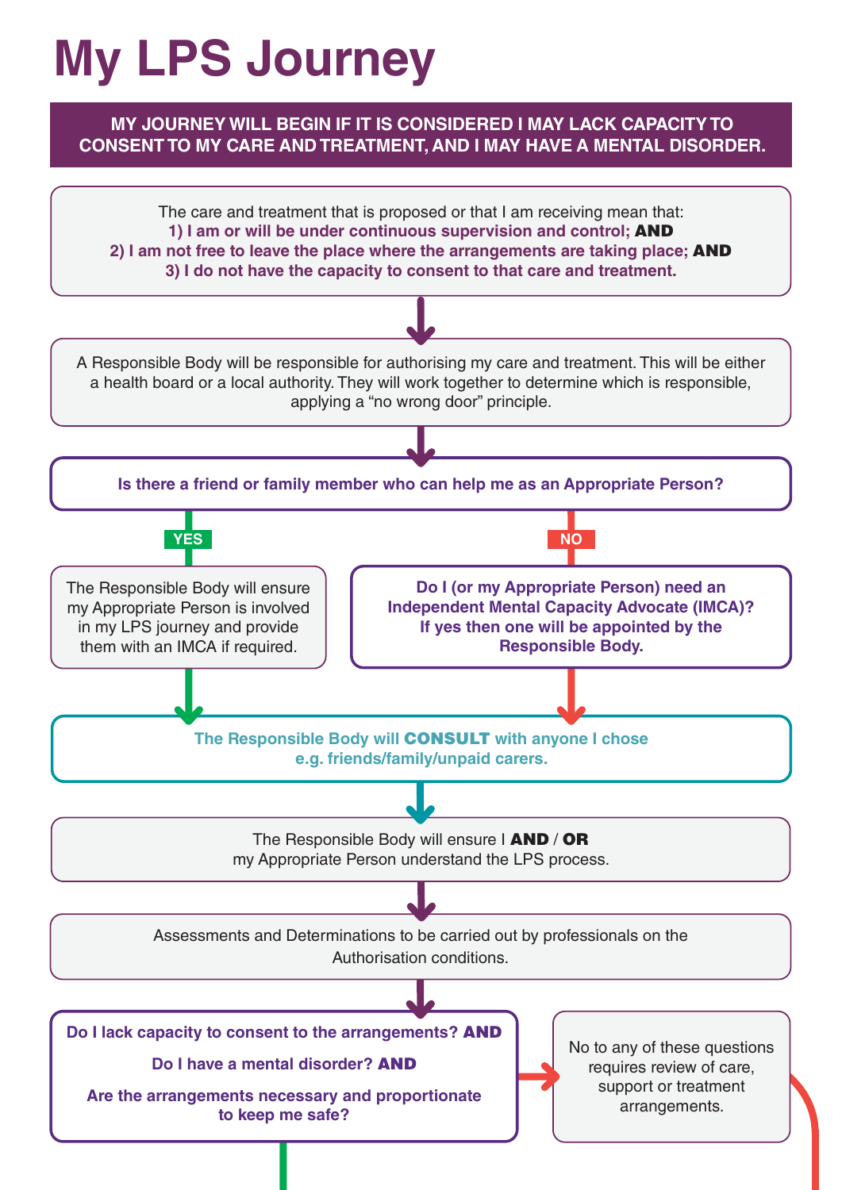# My LPS Journey

**MY JOURNEY WILL BEGIN IF IT IS CONSIDERED I MAY LACK CAPACITY TO CONSENT TO MY CARE AND TREATMENT, AND I MAY HAVE A MENTAL DISORDER.**

The care and treatment that is proposed or that I am receiving mean that:
**1) I am or will be under continuous supervision and control; AND**
**2) I am not free to leave the place where the arrangements are taking place; AND**
**3) I do not have the capacity to consent to that care and treatment.**

A Responsible Body will be responsible for authorising my care and treatment. This will be either a health board or a local authority. They will work together to determine which is responsible, applying a "no wrong door" principle.

**Is there a friend or family member who can help me as an Appropriate Person?**

**YES**

The Responsible Body will ensure my Appropriate Person is involved in my LPS journey and provide them with an IMCA if required.

**NO**

**Do I (or my Appropriate Person) need an Independent Mental Capacity Advocate (IMCA)? If yes then one will be appointed by the Responsible Body.**

**The Responsible Body will CONSULT with anyone I chose e.g. friends/family/unpaid carers.**

The Responsible Body will ensure I **AND** / **OR** my Appropriate Person understand the LPS process.

Assessments and Determinations to be carried out by professionals on the Authorisation conditions.

**Do I lack capacity to consent to the arrangements? AND**

**Do I have a mental disorder? AND**

**Are the arrangements necessary and proportionate to keep me safe?**

No to any of these questions requires review of care, support or treatment arrangements.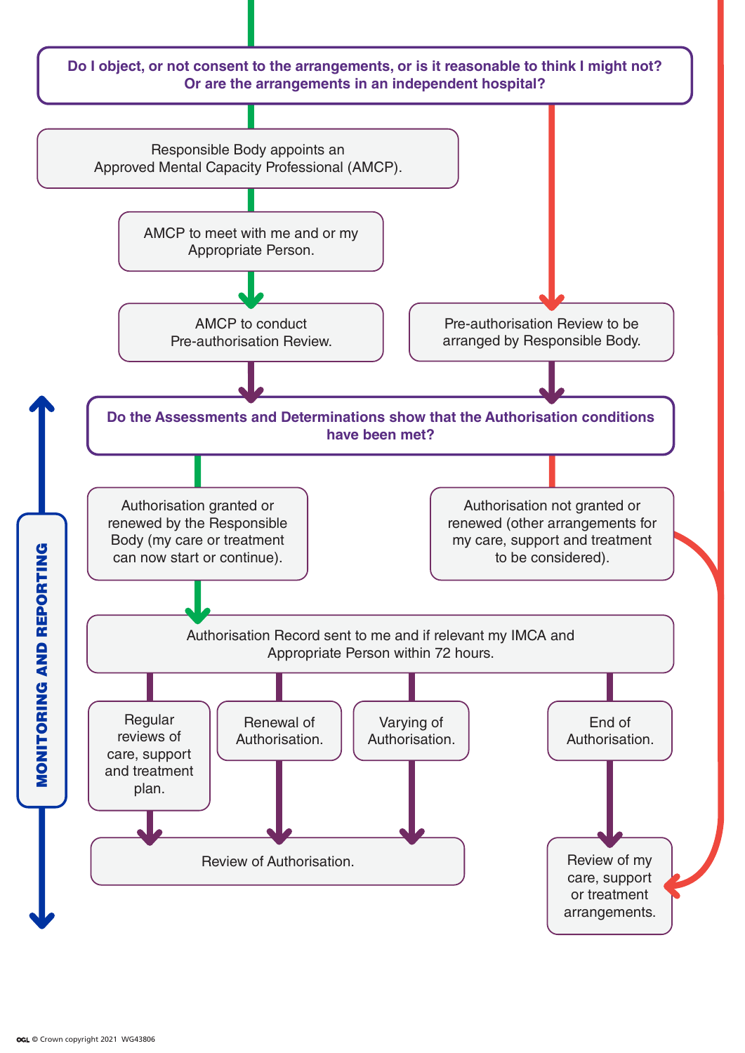**Do I object, or not consent to the arrangements, or is it reasonable to think I might not? Or are the arrangements in an independent hospital?**

Responsible Body appoints an Approved Mental Capacity Professional (AMCP).

AMCP to meet with me and or my Appropriate Person.

AMCP to conduct Pre-authorisation Review.

Pre-authorisation Review to be arranged by Responsible Body.

**Do the Assessments and Determinations show that the Authorisation conditions have been met?**

Authorisation granted or renewed by the Responsible Body (my care or treatment can now start or continue).

Authorisation not granted or renewed (other arrangements for my care, support and treatment to be considered).

Authorisation Record sent to me and if relevant my IMCA and Appropriate Person within 72 hours.

Regular reviews of care, support and treatment plan.

Renewal of Authorisation.

Varying of Authorisation.

End of Authorisation.

Review of Authorisation.

Review of my care, support or treatment arrangements.

**MONITORING AND REPORTING**

© Crown copyright 2021 WG43806